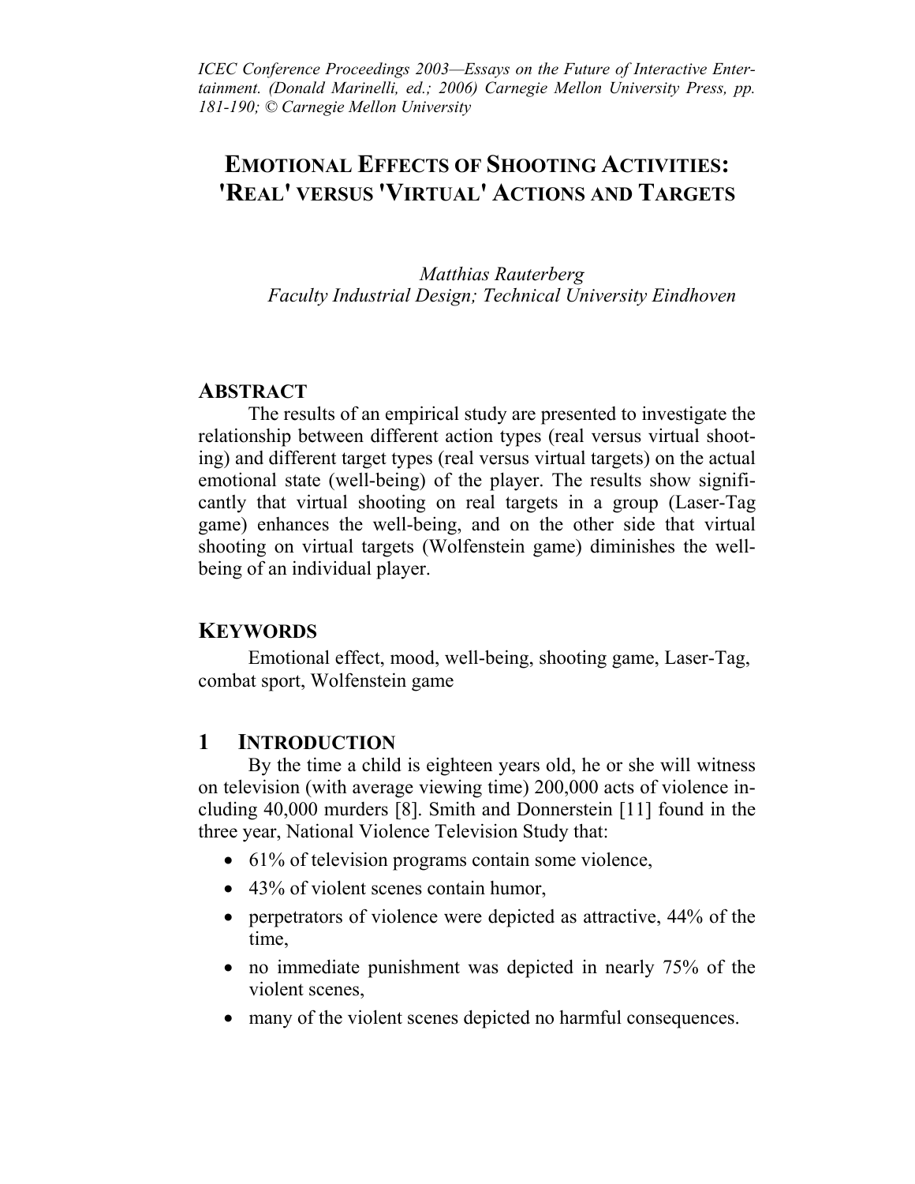*ICEC Conference Proceedings 2003—Essays on the Future of Interactive Entertainment. (Donald Marinelli, ed.; 2006) Carnegie Mellon University Press, pp. 181-190; © Carnegie Mellon University*

# EMOTIONAL EFFECTS OF SHOOTING ACTIVITIES: 'REAL' VERSUS 'VIRTUAL' ACTIONS AND TARGETS

*Matthias Rauterberg*
*Faculty Industrial Design; Technical University Eindhoven*

## ABSTRACT

The results of an empirical study are presented to investigate the relationship between different action types (real versus virtual shooting) and different target types (real versus virtual targets) on the actual emotional state (well-being) of the player. The results show significantly that virtual shooting on real targets in a group (Laser-Tag game) enhances the well-being, and on the other side that virtual shooting on virtual targets (Wolfenstein game) diminishes the well-being of an individual player.

## KEYWORDS

Emotional effect, mood, well-being, shooting game, Laser-Tag, combat sport, Wolfenstein game

## 1 INTRODUCTION

By the time a child is eighteen years old, he or she will witness on television (with average viewing time) 200,000 acts of violence including 40,000 murders [8]. Smith and Donnerstein [11] found in the three year, National Violence Television Study that:

- 61% of television programs contain some violence,
- 43% of violent scenes contain humor,
- perpetrators of violence were depicted as attractive, 44% of the time,
- no immediate punishment was depicted in nearly 75% of the violent scenes,
- many of the violent scenes depicted no harmful consequences.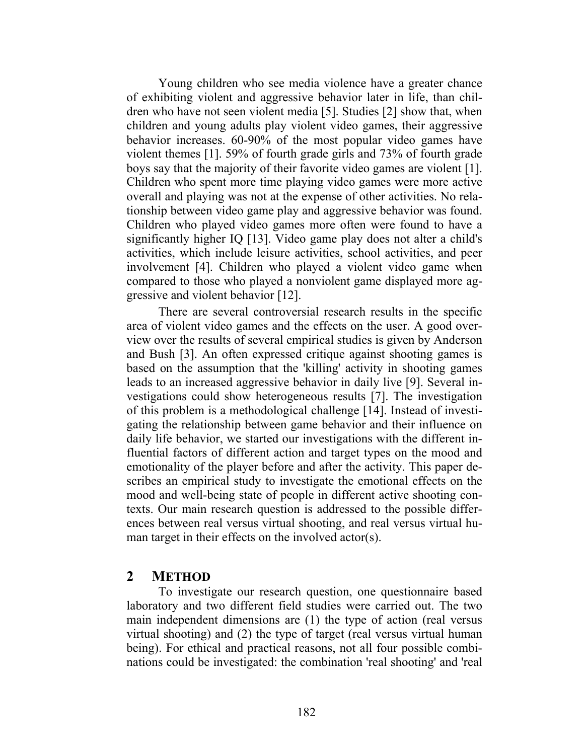Young children who see media violence have a greater chance of exhibiting violent and aggressive behavior later in life, than children who have not seen violent media [5]. Studies [2] show that, when children and young adults play violent video games, their aggressive behavior increases. 60-90% of the most popular video games have violent themes [1]. 59% of fourth grade girls and 73% of fourth grade boys say that the majority of their favorite video games are violent [1]. Children who spent more time playing video games were more active overall and playing was not at the expense of other activities. No relationship between video game play and aggressive behavior was found. Children who played video games more often were found to have a significantly higher IQ [13]. Video game play does not alter a child's activities, which include leisure activities, school activities, and peer involvement [4]. Children who played a violent video game when compared to those who played a nonviolent game displayed more aggressive and violent behavior [12].

There are several controversial research results in the specific area of violent video games and the effects on the user. A good overview over the results of several empirical studies is given by Anderson and Bush [3]. An often expressed critique against shooting games is based on the assumption that the 'killing' activity in shooting games leads to an increased aggressive behavior in daily live [9]. Several investigations could show heterogeneous results [7]. The investigation of this problem is a methodological challenge [14]. Instead of investigating the relationship between game behavior and their influence on daily life behavior, we started our investigations with the different influential factors of different action and target types on the mood and emotionality of the player before and after the activity. This paper describes an empirical study to investigate the emotional effects on the mood and well-being state of people in different active shooting contexts. Our main research question is addressed to the possible differences between real versus virtual shooting, and real versus virtual human target in their effects on the involved actor(s).

## 2 METHOD

To investigate our research question, one questionnaire based laboratory and two different field studies were carried out. The two main independent dimensions are (1) the type of action (real versus virtual shooting) and (2) the type of target (real versus virtual human being). For ethical and practical reasons, not all four possible combinations could be investigated: the combination 'real shooting' and 'real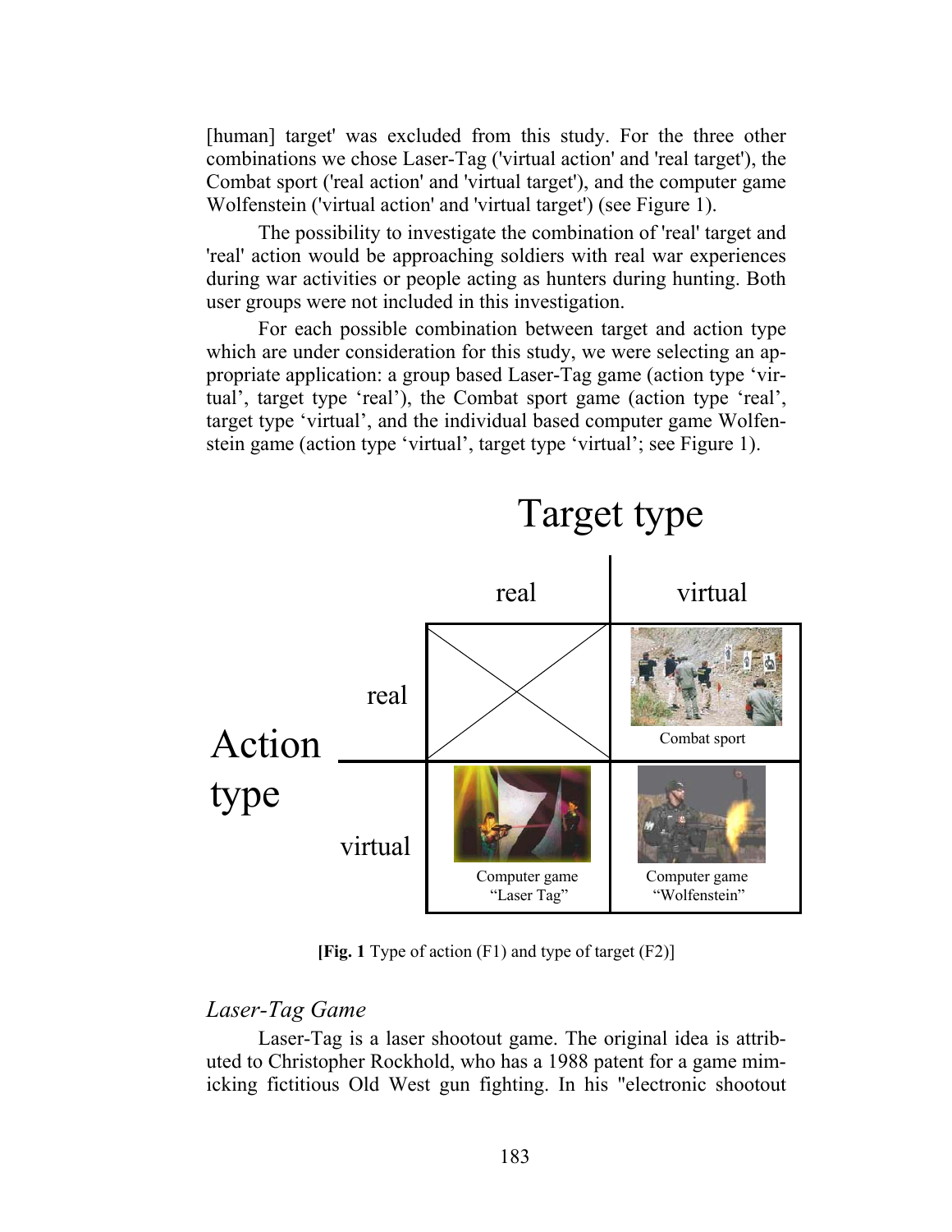[human] target' was excluded from this study. For the three other combinations we chose Laser-Tag ('virtual action' and 'real target'), the Combat sport ('real action' and 'virtual target'), and the computer game Wolfenstein ('virtual action' and 'virtual target') (see Figure 1).

The possibility to investigate the combination of 'real' target and 'real' action would be approaching soldiers with real war experiences during war activities or people acting as hunters during hunting. Both user groups were not included in this investigation.

For each possible combination between target and action type which are under consideration for this study, we were selecting an appropriate application: a group based Laser-Tag game (action type 'virtual', target type 'real'), the Combat sport game (action type 'real', target type 'virtual', and the individual based computer game Wolfenstein game (action type 'virtual', target type 'virtual'; see Figure 1).

| | | Target type | |
|---|---|---|---|
| | | real | virtual |
| Action type | real | | Combat sport |
| | virtual | Computer game "Laser Tag" | Computer game "Wolfenstein" |

**[Fig. 1** Type of action (F1) and type of target (F2)]

### *Laser-Tag Game*

Laser-Tag is a laser shootout game. The original idea is attributed to Christopher Rockhold, who has a 1988 patent for a game mimicking fictitious Old West gun fighting. In his "electronic shootout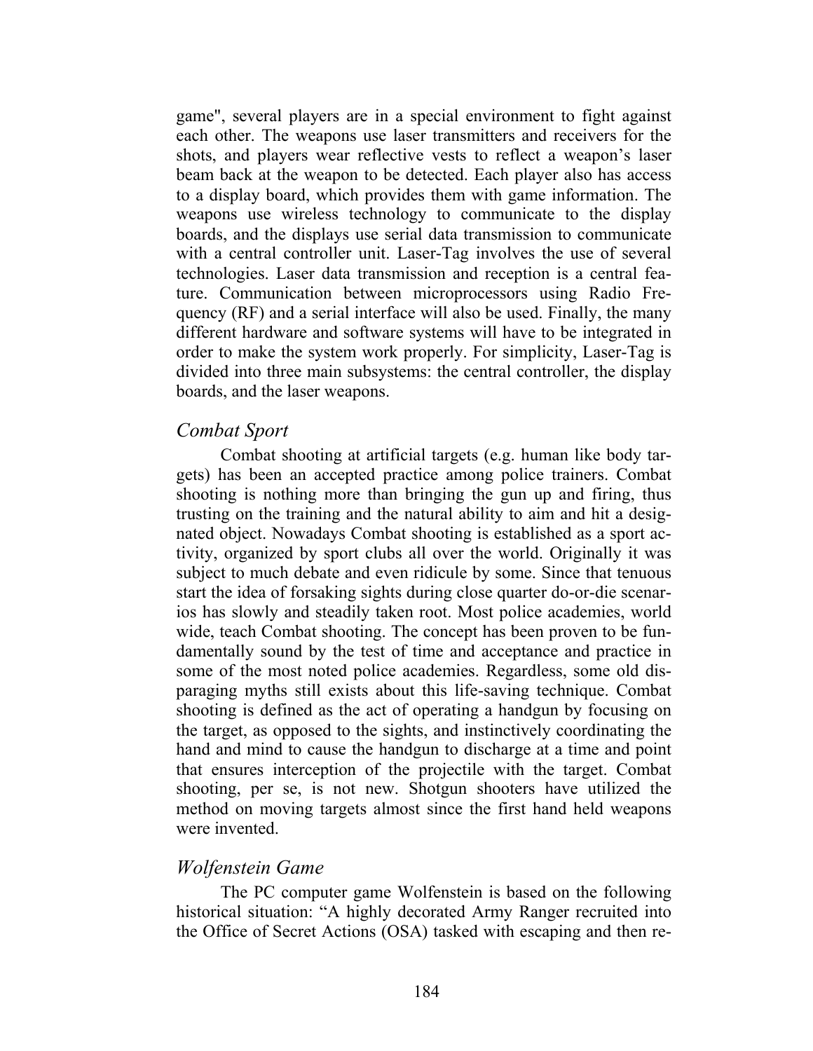game", several players are in a special environment to fight against each other. The weapons use laser transmitters and receivers for the shots, and players wear reflective vests to reflect a weapon's laser beam back at the weapon to be detected. Each player also has access to a display board, which provides them with game information. The weapons use wireless technology to communicate to the display boards, and the displays use serial data transmission to communicate with a central controller unit. Laser-Tag involves the use of several technologies. Laser data transmission and reception is a central feature. Communication between microprocessors using Radio Frequency (RF) and a serial interface will also be used. Finally, the many different hardware and software systems will have to be integrated in order to make the system work properly. For simplicity, Laser-Tag is divided into three main subsystems: the central controller, the display boards, and the laser weapons.

### *Combat Sport*

Combat shooting at artificial targets (e.g. human like body targets) has been an accepted practice among police trainers. Combat shooting is nothing more than bringing the gun up and firing, thus trusting on the training and the natural ability to aim and hit a designated object. Nowadays Combat shooting is established as a sport activity, organized by sport clubs all over the world. Originally it was subject to much debate and even ridicule by some. Since that tenuous start the idea of forsaking sights during close quarter do-or-die scenarios has slowly and steadily taken root. Most police academies, world wide, teach Combat shooting. The concept has been proven to be fundamentally sound by the test of time and acceptance and practice in some of the most noted police academies. Regardless, some old disparaging myths still exists about this life-saving technique. Combat shooting is defined as the act of operating a handgun by focusing on the target, as opposed to the sights, and instinctively coordinating the hand and mind to cause the handgun to discharge at a time and point that ensures interception of the projectile with the target. Combat shooting, per se, is not new. Shotgun shooters have utilized the method on moving targets almost since the first hand held weapons were invented.

### *Wolfenstein Game*

The PC computer game Wolfenstein is based on the following historical situation: "A highly decorated Army Ranger recruited into the Office of Secret Actions (OSA) tasked with escaping and then re-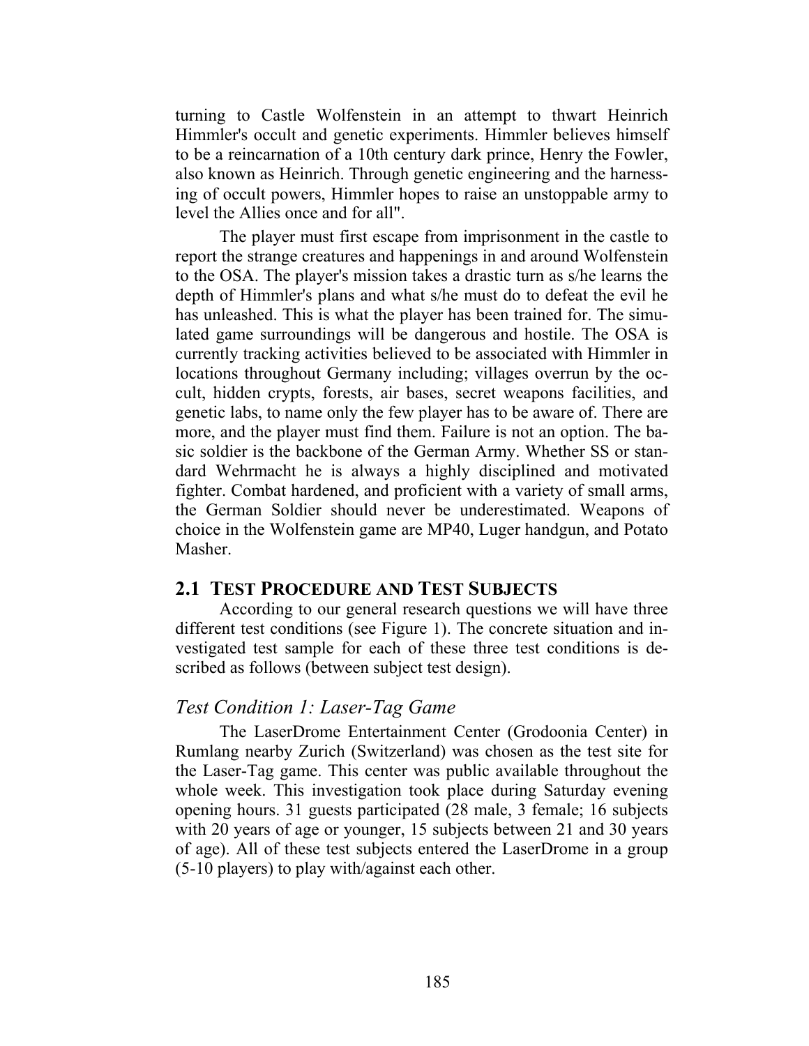turning to Castle Wolfenstein in an attempt to thwart Heinrich Himmler's occult and genetic experiments. Himmler believes himself to be a reincarnation of a 10th century dark prince, Henry the Fowler, also known as Heinrich. Through genetic engineering and the harnessing of occult powers, Himmler hopes to raise an unstoppable army to level the Allies once and for all".

The player must first escape from imprisonment in the castle to report the strange creatures and happenings in and around Wolfenstein to the OSA. The player's mission takes a drastic turn as s/he learns the depth of Himmler's plans and what s/he must do to defeat the evil he has unleashed. This is what the player has been trained for. The simulated game surroundings will be dangerous and hostile. The OSA is currently tracking activities believed to be associated with Himmler in locations throughout Germany including; villages overrun by the occult, hidden crypts, forests, air bases, secret weapons facilities, and genetic labs, to name only the few player has to be aware of. There are more, and the player must find them. Failure is not an option. The basic soldier is the backbone of the German Army. Whether SS or standard Wehrmacht he is always a highly disciplined and motivated fighter. Combat hardened, and proficient with a variety of small arms, the German Soldier should never be underestimated. Weapons of choice in the Wolfenstein game are MP40, Luger handgun, and Potato Masher.

## 2.1 Test Procedure and Test Subjects

According to our general research questions we will have three different test conditions (see Figure 1). The concrete situation and investigated test sample for each of these three test conditions is described as follows (between subject test design).

### *Test Condition 1: Laser-Tag Game*

The LaserDrome Entertainment Center (Grodoonia Center) in Rumlang nearby Zurich (Switzerland) was chosen as the test site for the Laser-Tag game. This center was public available throughout the whole week. This investigation took place during Saturday evening opening hours. 31 guests participated (28 male, 3 female; 16 subjects with 20 years of age or younger, 15 subjects between 21 and 30 years of age). All of these test subjects entered the LaserDrome in a group (5-10 players) to play with/against each other.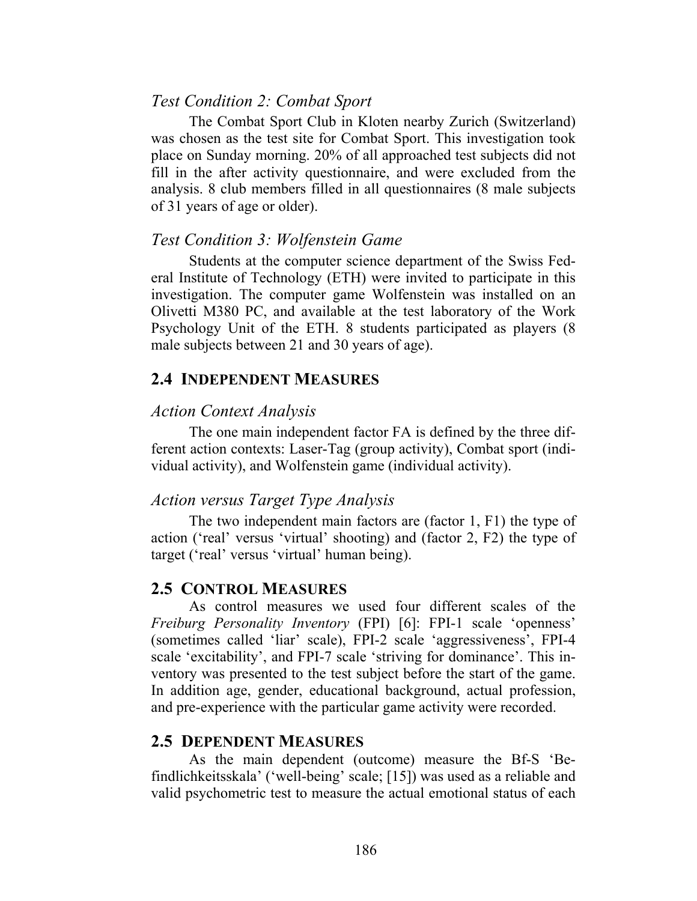### *Test Condition 2: Combat Sport*

The Combat Sport Club in Kloten nearby Zurich (Switzerland) was chosen as the test site for Combat Sport. This investigation took place on Sunday morning. 20% of all approached test subjects did not fill in the after activity questionnaire, and were excluded from the analysis. 8 club members filled in all questionnaires (8 male subjects of 31 years of age or older).

### *Test Condition 3: Wolfenstein Game*

Students at the computer science department of the Swiss Federal Institute of Technology (ETH) were invited to participate in this investigation. The computer game Wolfenstein was installed on an Olivetti M380 PC, and available at the test laboratory of the Work Psychology Unit of the ETH. 8 students participated as players (8 male subjects between 21 and 30 years of age).

## 2.4 INDEPENDENT MEASURES

### *Action Context Analysis*

The one main independent factor FA is defined by the three different action contexts: Laser-Tag (group activity), Combat sport (individual activity), and Wolfenstein game (individual activity).

### *Action versus Target Type Analysis*

The two independent main factors are (factor 1, F1) the type of action ('real' versus 'virtual' shooting) and (factor 2, F2) the type of target ('real' versus 'virtual' human being).

## 2.5 CONTROL MEASURES

As control measures we used four different scales of the *Freiburg Personality Inventory* (FPI) [6]: FPI-1 scale 'openness' (sometimes called 'liar' scale), FPI-2 scale 'aggressiveness', FPI-4 scale 'excitability', and FPI-7 scale 'striving for dominance'. This inventory was presented to the test subject before the start of the game. In addition age, gender, educational background, actual profession, and pre-experience with the particular game activity were recorded.

## 2.5 DEPENDENT MEASURES

As the main dependent (outcome) measure the Bf-S 'Befindlichkeitsskala' ('well-being' scale; [15]) was used as a reliable and valid psychometric test to measure the actual emotional status of each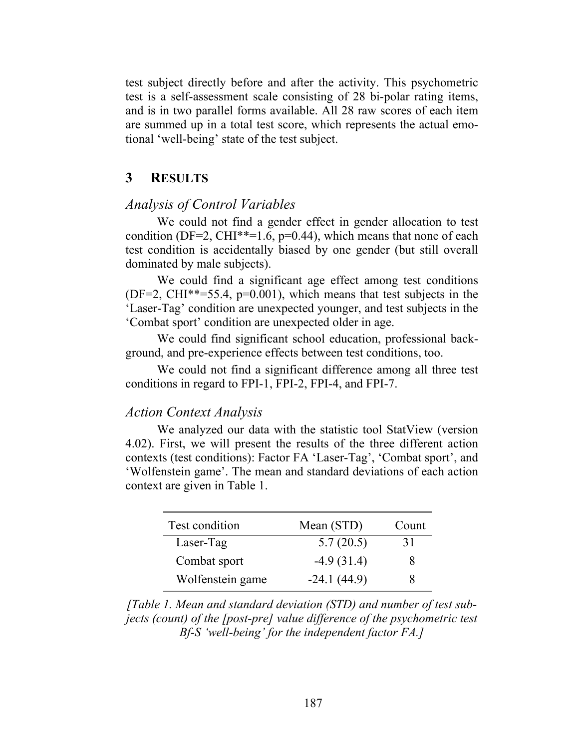test subject directly before and after the activity. This psychometric test is a self-assessment scale consisting of 28 bi-polar rating items, and is in two parallel forms available. All 28 raw scores of each item are summed up in a total test score, which represents the actual emotional 'well-being' state of the test subject.

## 3 RESULTS

### *Analysis of Control Variables*

We could not find a gender effect in gender allocation to test condition (DF=2, CHI**=1.6, p=0.44), which means that none of each test condition is accidentally biased by one gender (but still overall dominated by male subjects).

We could find a significant age effect among test conditions (DF=2, CHI**=55.4, p=0.001), which means that test subjects in the 'Laser-Tag' condition are unexpected younger, and test subjects in the 'Combat sport' condition are unexpected older in age.

We could find significant school education, professional background, and pre-experience effects between test conditions, too.

We could not find a significant difference among all three test conditions in regard to FPI-1, FPI-2, FPI-4, and FPI-7.

### *Action Context Analysis*

We analyzed our data with the statistic tool StatView (version 4.02). First, we will present the results of the three different action contexts (test conditions): Factor FA 'Laser-Tag', 'Combat sport', and 'Wolfenstein game'. The mean and standard deviations of each action context are given in Table 1.

| Test condition | Mean (STD) | Count |
|---|---|---|
| Laser-Tag | 5.7 (20.5) | 31 |
| Combat sport | -4.9 (31.4) | 8 |
| Wolfenstein game | -24.1 (44.9) | 8 |

*[Table 1. Mean and standard deviation (STD) and number of test subjects (count) of the [post-pre] value difference of the psychometric test Bf-S 'well-being' for the independent factor FA.]*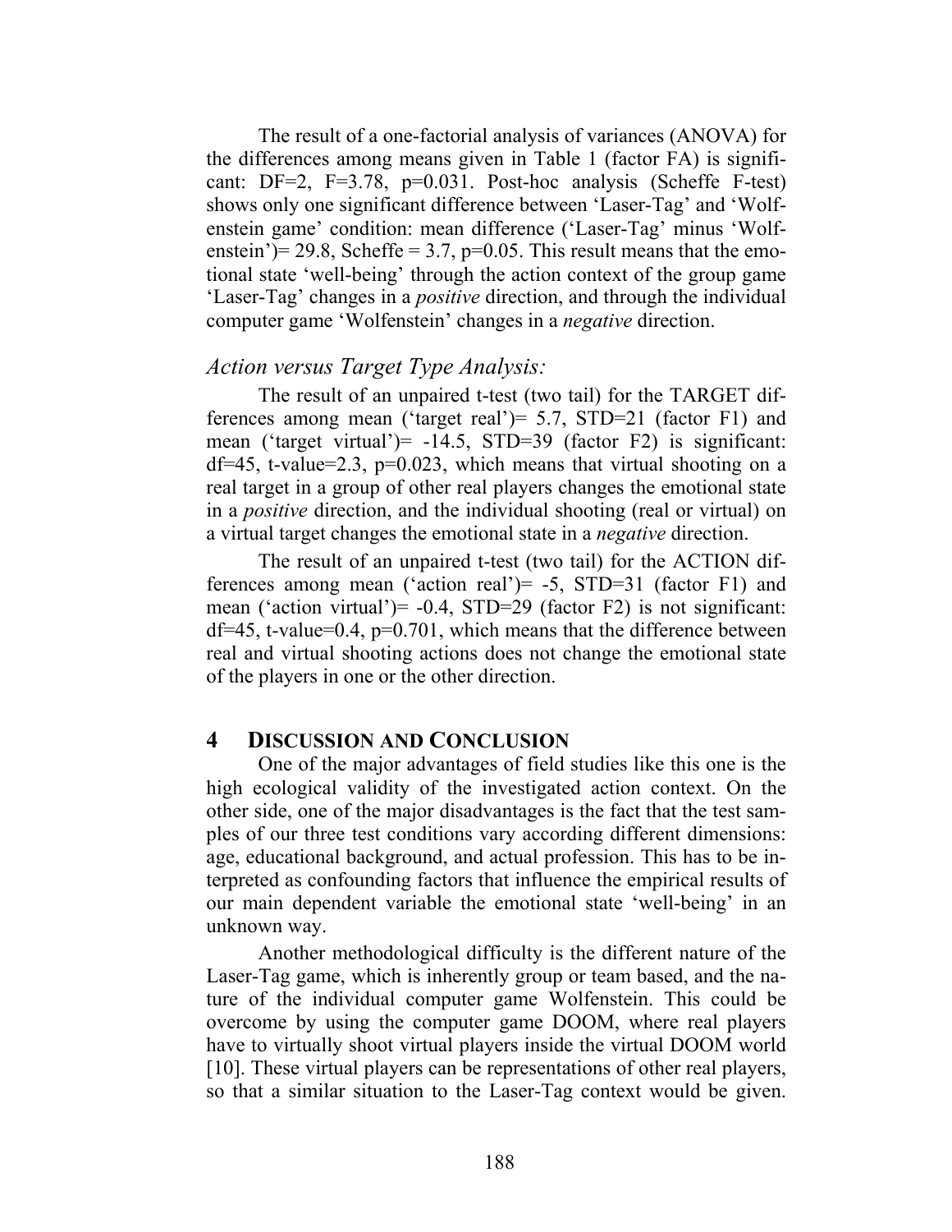The result of a one-factorial analysis of variances (ANOVA) for the differences among means given in Table 1 (factor FA) is significant: DF=2, F=3.78, p=0.031. Post-hoc analysis (Scheffe F-test) shows only one significant difference between 'Laser-Tag' and 'Wolfenstein game' condition: mean difference ('Laser-Tag' minus 'Wolfenstein')= 29.8, Scheffe = 3.7, p=0.05. This result means that the emotional state 'well-being' through the action context of the group game 'Laser-Tag' changes in a *positive* direction, and through the individual computer game 'Wolfenstein' changes in a *negative* direction.

### *Action versus Target Type Analysis:*

The result of an unpaired t-test (two tail) for the TARGET differences among mean ('target real')= 5.7, STD=21 (factor F1) and mean ('target virtual')= -14.5, STD=39 (factor F2) is significant: df=45, t-value=2.3, p=0.023, which means that virtual shooting on a real target in a group of other real players changes the emotional state in a *positive* direction, and the individual shooting (real or virtual) on a virtual target changes the emotional state in a *negative* direction.

The result of an unpaired t-test (two tail) for the ACTION differences among mean ('action real')= -5, STD=31 (factor F1) and mean ('action virtual')= -0.4, STD=29 (factor F2) is not significant: df=45, t-value=0.4, p=0.701, which means that the difference between real and virtual shooting actions does not change the emotional state of the players in one or the other direction.

## 4 DISCUSSION AND CONCLUSION

One of the major advantages of field studies like this one is the high ecological validity of the investigated action context. On the other side, one of the major disadvantages is the fact that the test samples of our three test conditions vary according different dimensions: age, educational background, and actual profession. This has to be interpreted as confounding factors that influence the empirical results of our main dependent variable the emotional state 'well-being' in an unknown way.

Another methodological difficulty is the different nature of the Laser-Tag game, which is inherently group or team based, and the nature of the individual computer game Wolfenstein. This could be overcome by using the computer game DOOM, where real players have to virtually shoot virtual players inside the virtual DOOM world [10]. These virtual players can be representations of other real players, so that a similar situation to the Laser-Tag context would be given.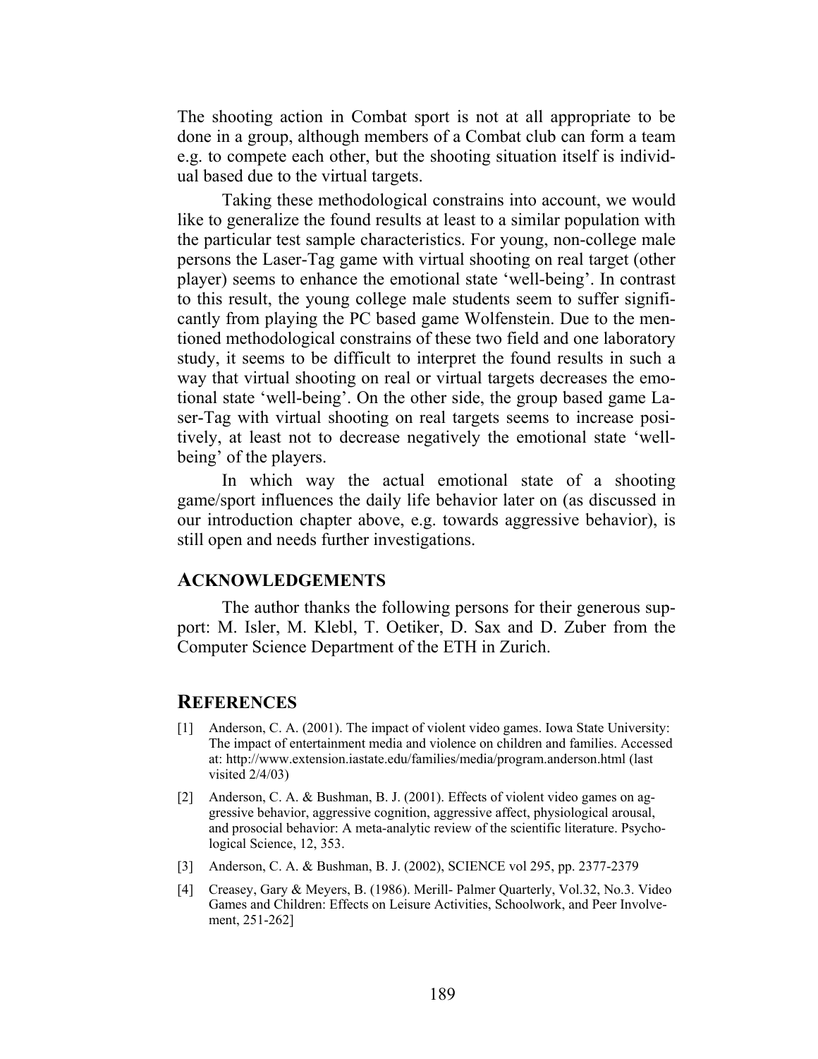The shooting action in Combat sport is not at all appropriate to be done in a group, although members of a Combat club can form a team e.g. to compete each other, but the shooting situation itself is individual based due to the virtual targets.

Taking these methodological constrains into account, we would like to generalize the found results at least to a similar population with the particular test sample characteristics. For young, non-college male persons the Laser-Tag game with virtual shooting on real target (other player) seems to enhance the emotional state 'well-being'. In contrast to this result, the young college male students seem to suffer significantly from playing the PC based game Wolfenstein. Due to the mentioned methodological constrains of these two field and one laboratory study, it seems to be difficult to interpret the found results in such a way that virtual shooting on real or virtual targets decreases the emotional state 'well-being'. On the other side, the group based game Laser-Tag with virtual shooting on real targets seems to increase positively, at least not to decrease negatively the emotional state 'well-being' of the players.

In which way the actual emotional state of a shooting game/sport influences the daily life behavior later on (as discussed in our introduction chapter above, e.g. towards aggressive behavior), is still open and needs further investigations.

## ACKNOWLEDGEMENTS

The author thanks the following persons for their generous support: M. Isler, M. Klebl, T. Oetiker, D. Sax and D. Zuber from the Computer Science Department of the ETH in Zurich.

## REFERENCES

[1] Anderson, C. A. (2001). The impact of violent video games. Iowa State University: The impact of entertainment media and violence on children and families. Accessed at: http://www.extension.iastate.edu/families/media/program.anderson.html (last visited 2/4/03)

[2] Anderson, C. A. & Bushman, B. J. (2001). Effects of violent video games on aggressive behavior, aggressive cognition, aggressive affect, physiological arousal, and prosocial behavior: A meta-analytic review of the scientific literature. Psychological Science, 12, 353.

[3] Anderson, C. A. & Bushman, B. J. (2002), SCIENCE vol 295, pp. 2377-2379

[4] Creasey, Gary & Meyers, B. (1986). Merill- Palmer Quarterly, Vol.32, No.3. Video Games and Children: Effects on Leisure Activities, Schoolwork, and Peer Involvement, 251-262]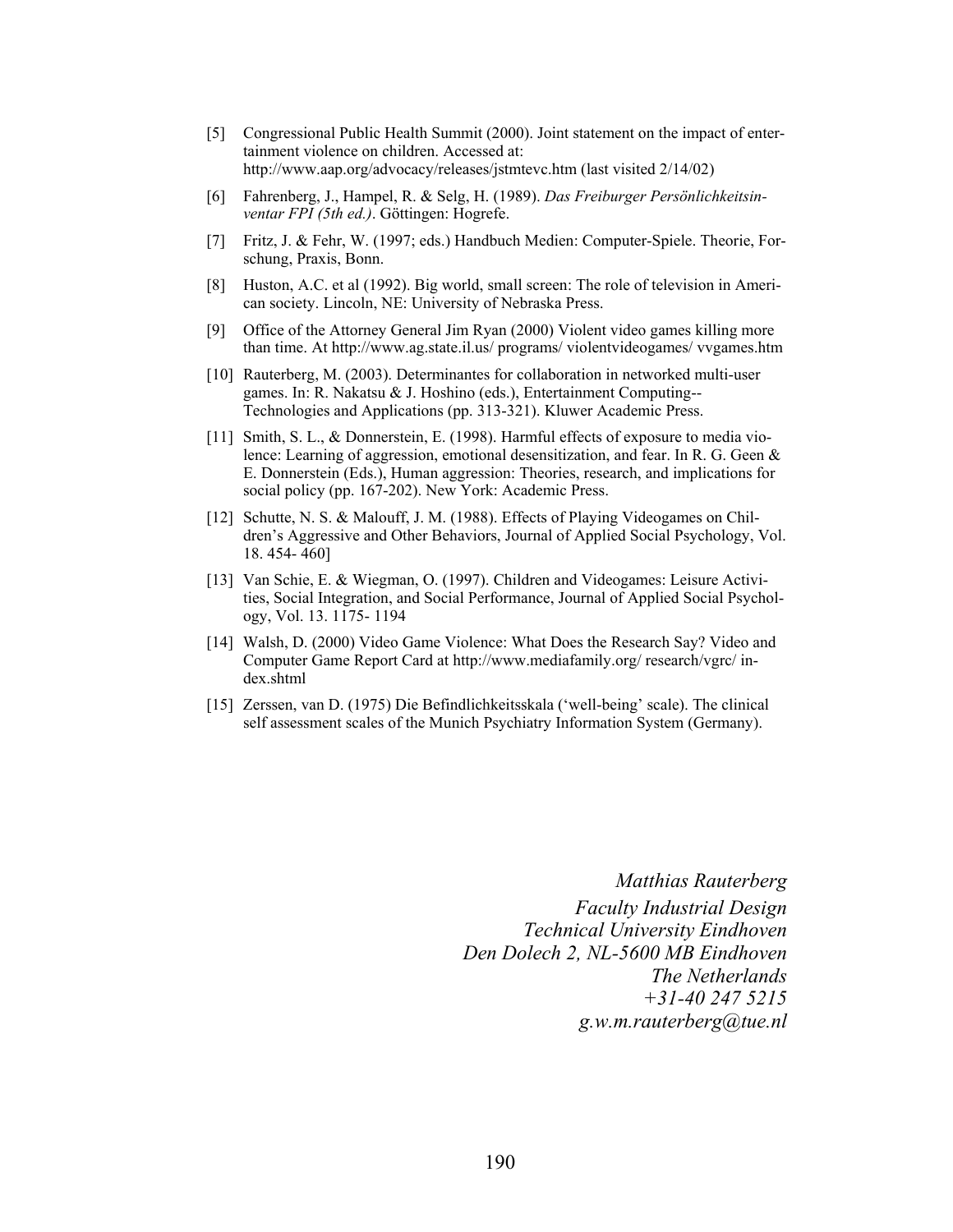[5] Congressional Public Health Summit (2000). Joint statement on the impact of entertainment violence on children. Accessed at: http://www.aap.org/advocacy/releases/jstmtevc.htm (last visited 2/14/02)

[6] Fahrenberg, J., Hampel, R. & Selg, H. (1989). *Das Freiburger Persönlichkeitsinventar FPI (5th ed.)*. Göttingen: Hogrefe.

[7] Fritz, J. & Fehr, W. (1997; eds.) Handbuch Medien: Computer-Spiele. Theorie, Forschung, Praxis, Bonn.

[8] Huston, A.C. et al (1992). Big world, small screen: The role of television in American society. Lincoln, NE: University of Nebraska Press.

[9] Office of the Attorney General Jim Ryan (2000) Violent video games killing more than time. At http://www.ag.state.il.us/ programs/ violentvideogames/ vvgames.htm

[10] Rauterberg, M. (2003). Determinantes for collaboration in networked multi-user games. In: R. Nakatsu & J. Hoshino (eds.), Entertainment Computing--Technologies and Applications (pp. 313-321). Kluwer Academic Press.

[11] Smith, S. L., & Donnerstein, E. (1998). Harmful effects of exposure to media violence: Learning of aggression, emotional desensitization, and fear. In R. G. Geen & E. Donnerstein (Eds.), Human aggression: Theories, research, and implications for social policy (pp. 167-202). New York: Academic Press.

[12] Schutte, N. S. & Malouff, J. M. (1988). Effects of Playing Videogames on Children's Aggressive and Other Behaviors, Journal of Applied Social Psychology, Vol. 18. 454- 460]

[13] Van Schie, E. & Wiegman, O. (1997). Children and Videogames: Leisure Activities, Social Integration, and Social Performance, Journal of Applied Social Psychology, Vol. 13. 1175- 1194

[14] Walsh, D. (2000) Video Game Violence: What Does the Research Say? Video and Computer Game Report Card at http://www.mediafamily.org/ research/vgrc/ index.shtml

[15] Zerssen, van D. (1975) Die Befindlichkeitsskala ('well-being' scale). The clinical self assessment scales of the Munich Psychiatry Information System (Germany).

*Matthias Rauterberg*
*Faculty Industrial Design*
*Technical University Eindhoven*
*Den Dolech 2, NL-5600 MB Eindhoven*
*The Netherlands*
*+31-40 247 5215*
*g.w.m.rauterberg@tue.nl*